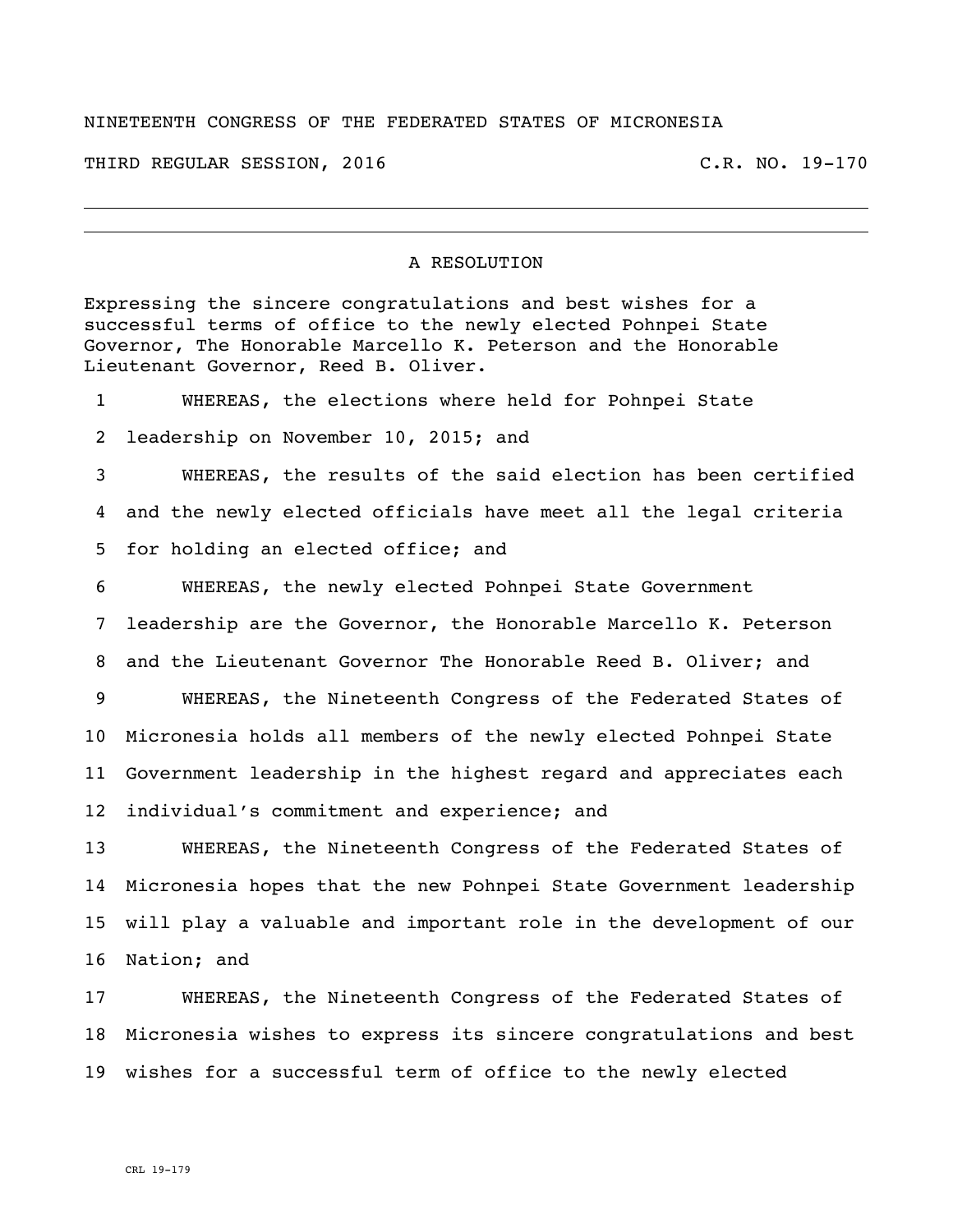NINETEENTH CONGRESS OF THE FEDERATED STATES OF MICRONESIA

THIRD REGULAR SESSION, 2016 C.R. NO. 19-170

---

## A RESOLUTION

Expressing the sincere congratulations and best wishes for a successful terms of office to the newly elected Pohnpei State Governor, The Honorable Marcello K. Peterson and the Honorable Lieutenant Governor, Reed B. Oliver.

1 WHEREAS, the elections where held for Pohnpei State
2 leadership on November 10, 2015; and
3 WHEREAS, the results of the said election has been certified
4 and the newly elected officials have meet all the legal criteria
5 for holding an elected office; and
6 WHEREAS, the newly elected Pohnpei State Government
7 leadership are the Governor, the Honorable Marcello K. Peterson
8 and the Lieutenant Governor The Honorable Reed B. Oliver; and
9 WHEREAS, the Nineteenth Congress of the Federated States of
10 Micronesia holds all members of the newly elected Pohnpei State
11 Government leadership in the highest regard and appreciates each
12 individual's commitment and experience; and
13 WHEREAS, the Nineteenth Congress of the Federated States of
14 Micronesia hopes that the new Pohnpei State Government leadership
15 will play a valuable and important role in the development of our
16 Nation; and
17 WHEREAS, the Nineteenth Congress of the Federated States of
18 Micronesia wishes to express its sincere congratulations and best
19 wishes for a successful term of office to the newly elected

CRL 19-179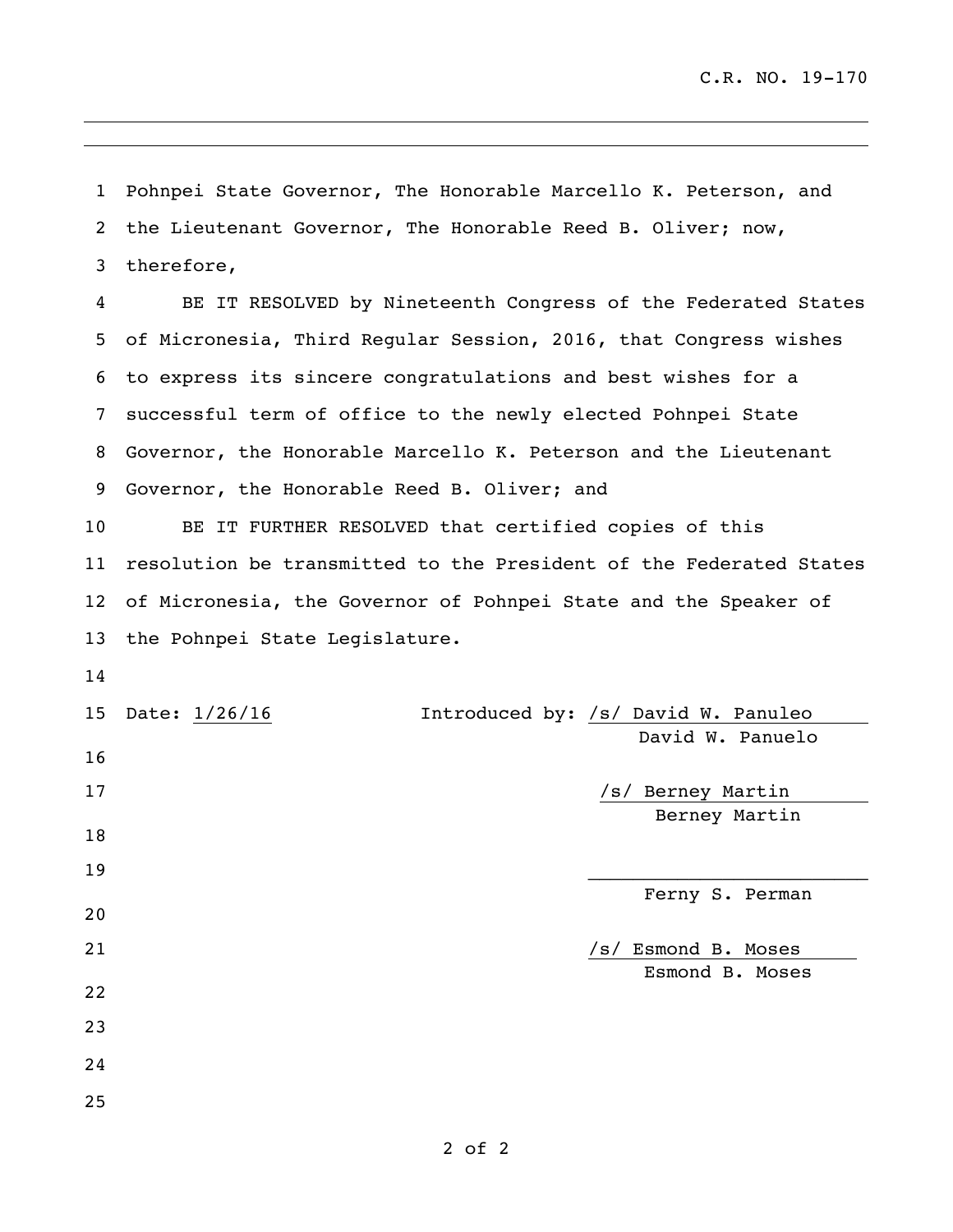Pohnpei State Governor, The Honorable Marcello K. Peterson, and the Lieutenant Governor, The Honorable Reed B. Oliver; now, therefore,

BE IT RESOLVED by Nineteenth Congress of the Federated States of Micronesia, Third Regular Session, 2016, that Congress wishes to express its sincere congratulations and best wishes for a successful term of office to the newly elected Pohnpei State Governor, the Honorable Marcello K. Peterson and the Lieutenant Governor, the Honorable Reed B. Oliver; and

BE IT FURTHER RESOLVED that certified copies of this resolution be transmitted to the President of the Federated States of Micronesia, the Governor of Pohnpei State and the Speaker of the Pohnpei State Legislature.

Date: 1/26/16

Introduced by: /s/ David W. Panuleo
David W. Panuelo

/s/ Berney Martin
Berney Martin

\_\_\_\_\_\_\_\_\_\_\_\_\_\_\_\_\_\_\_\_\_\_\_\_
Ferny S. Perman

/s/ Esmond B. Moses
Esmond B. Moses